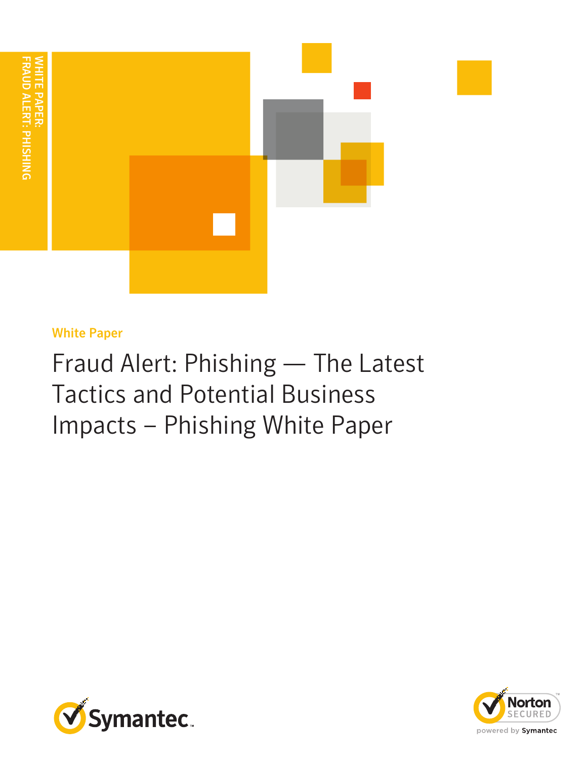WHITE PAPER:
FRAUD ALERT: PHISHING

White Paper

# Fraud Alert: Phishing — The Latest Tactics and Potential Business Impacts – Phishing White Paper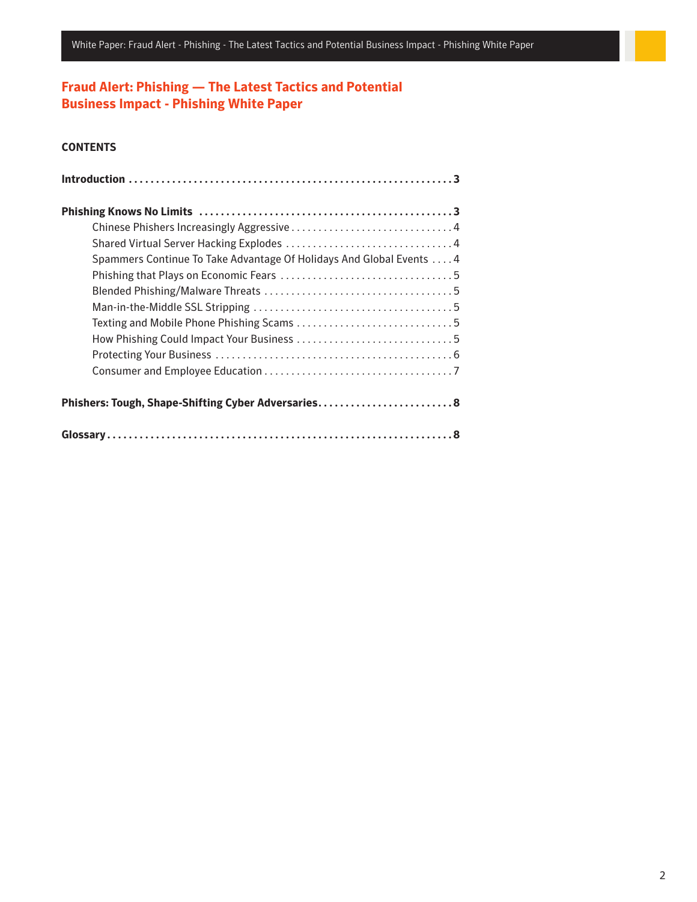# Fraud Alert: Phishing — The Latest Tactics and Potential Business Impact - Phishing White Paper

**CONTENTS**

**Introduction . . . . . . . . . . . . . . . . . . . . . . . . . . . . . . . . . . . . . . . . . . . . . . . . . . . . . . . . . . . . 3**

**Phishing Knows No Limits . . . . . . . . . . . . . . . . . . . . . . . . . . . . . . . . . . . . . . . . . . . . . . . 3**

- Chinese Phishers Increasingly Aggressive . . . . . . . . . . . . . . . . . . . . . . . . . . . . . . 4
- Shared Virtual Server Hacking Explodes . . . . . . . . . . . . . . . . . . . . . . . . . . . . . . . 4
- Spammers Continue To Take Advantage Of Holidays And Global Events . . . . 4
- Phishing that Plays on Economic Fears . . . . . . . . . . . . . . . . . . . . . . . . . . . . . . . . 5
- Blended Phishing/Malware Threats . . . . . . . . . . . . . . . . . . . . . . . . . . . . . . . . . . . 5
- Man-in-the-Middle SSL Stripping . . . . . . . . . . . . . . . . . . . . . . . . . . . . . . . . . . . . . 5
- Texting and Mobile Phone Phishing Scams . . . . . . . . . . . . . . . . . . . . . . . . . . . . . 5
- How Phishing Could Impact Your Business . . . . . . . . . . . . . . . . . . . . . . . . . . . . . 5
- Protecting Your Business . . . . . . . . . . . . . . . . . . . . . . . . . . . . . . . . . . . . . . . . . . . . 6
- Consumer and Employee Education . . . . . . . . . . . . . . . . . . . . . . . . . . . . . . . . . . . 7

**Phishers: Tough, Shape-Shifting Cyber Adversaries . . . . . . . . . . . . . . . . . . . . . . . . . 8**

**Glossary . . . . . . . . . . . . . . . . . . . . . . . . . . . . . . . . . . . . . . . . . . . . . . . . . . . . . . . . . . . . . . . 8**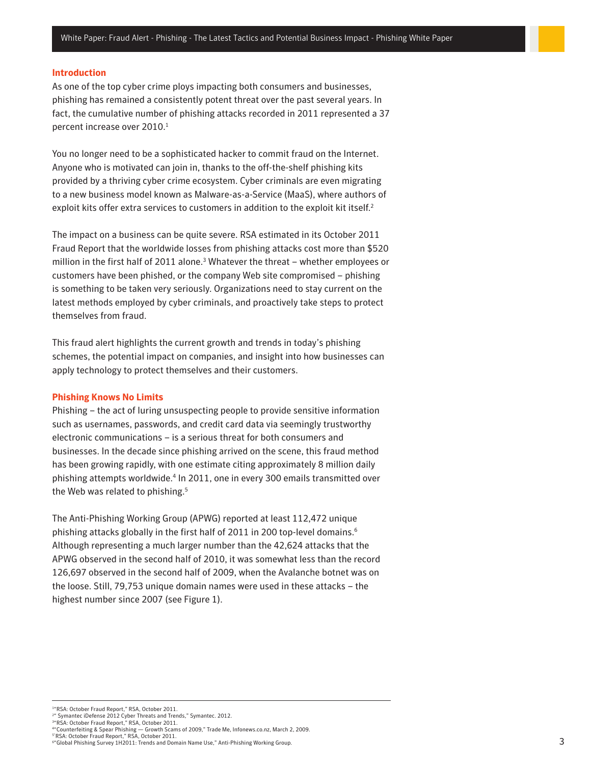## Introduction

As one of the top cyber crime ploys impacting both consumers and businesses, phishing has remained a consistently potent threat over the past several years. In fact, the cumulative number of phishing attacks recorded in 2011 represented a 37 percent increase over 2010.[1]

You no longer need to be a sophisticated hacker to commit fraud on the Internet. Anyone who is motivated can join in, thanks to the off-the-shelf phishing kits provided by a thriving cyber crime ecosystem. Cyber criminals are even migrating to a new business model known as Malware-as-a-Service (MaaS), where authors of exploit kits offer extra services to customers in addition to the exploit kit itself.[2]

The impact on a business can be quite severe. RSA estimated in its October 2011 Fraud Report that the worldwide losses from phishing attacks cost more than $520 million in the first half of 2011 alone.[3] Whatever the threat – whether employees or customers have been phished, or the company Web site compromised – phishing is something to be taken very seriously. Organizations need to stay current on the latest methods employed by cyber criminals, and proactively take steps to protect themselves from fraud.

This fraud alert highlights the current growth and trends in today's phishing schemes, the potential impact on companies, and insight into how businesses can apply technology to protect themselves and their customers.

## Phishing Knows No Limits

Phishing – the act of luring unsuspecting people to provide sensitive information such as usernames, passwords, and credit card data via seemingly trustworthy electronic communications – is a serious threat for both consumers and businesses. In the decade since phishing arrived on the scene, this fraud method has been growing rapidly, with one estimate citing approximately 8 million daily phishing attempts worldwide.[4] In 2011, one in every 300 emails transmitted over the Web was related to phishing.[5]

The Anti-Phishing Working Group (APWG) reported at least 112,472 unique phishing attacks globally in the first half of 2011 in 200 top-level domains.[6] Although representing a much larger number than the 42,624 attacks that the APWG observed in the second half of 2010, it was somewhat less than the record 126,697 observed in the second half of 2009, when the Avalanche botnet was on the loose. Still, 79,753 unique domain names were used in these attacks – the highest number since 2007 (see Figure 1).

---

[1] "RSA: October Fraud Report," RSA, October 2011.
[2] " Symantec iDefense 2012 Cyber Threats and Trends," Symantec. 2012.
[3] "RSA: October Fraud Report," RSA, October 2011.
[4] "Counterfeiting & Spear Phishing — Growth Scams of 2009," Trade Me, Infonews.co.nz, March 2, 2009.
[5] RSA: October Fraud Report," RSA, October 2011.
[6] "Global Phishing Survey 1H2011: Trends and Domain Name Use," Anti-Phishing Working Group.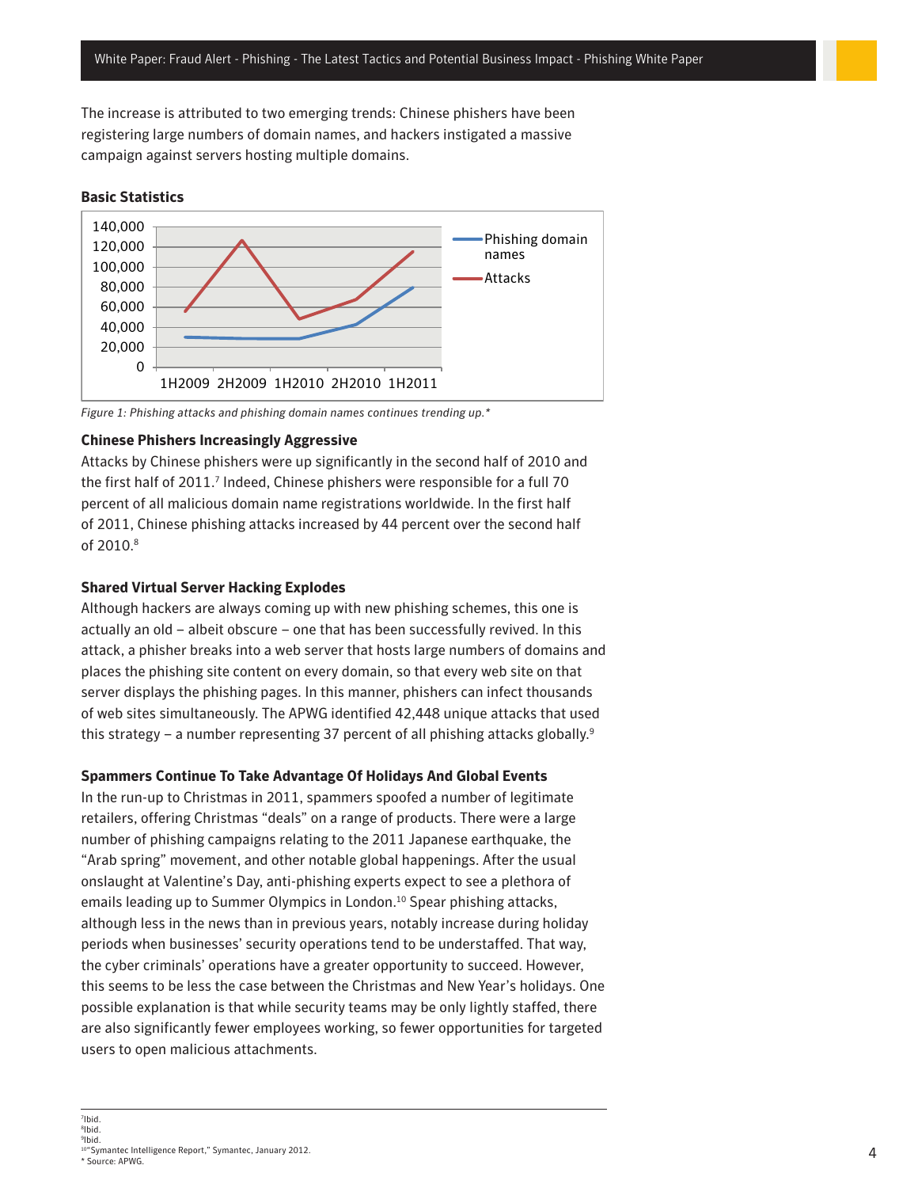The increase is attributed to two emerging trends: Chinese phishers have been registering large numbers of domain names, and hackers instigated a massive campaign against servers hosting multiple domains.

**Basic Statistics**

*Figure 1: Phishing attacks and phishing domain names continues trending up.**

### Chinese Phishers Increasingly Aggressive

Attacks by Chinese phishers were up significantly in the second half of 2010 and the first half of 2011.[7] Indeed, Chinese phishers were responsible for a full 70 percent of all malicious domain name registrations worldwide. In the first half of 2011, Chinese phishing attacks increased by 44 percent over the second half of 2010.[8]

### Shared Virtual Server Hacking Explodes

Although hackers are always coming up with new phishing schemes, this one is actually an old – albeit obscure – one that has been successfully revived. In this attack, a phisher breaks into a web server that hosts large numbers of domains and places the phishing site content on every domain, so that every web site on that server displays the phishing pages. In this manner, phishers can infect thousands of web sites simultaneously. The APWG identified 42,448 unique attacks that used this strategy – a number representing 37 percent of all phishing attacks globally.[9]

### Spammers Continue To Take Advantage Of Holidays And Global Events

In the run-up to Christmas in 2011, spammers spoofed a number of legitimate retailers, offering Christmas "deals" on a range of products. There were a large number of phishing campaigns relating to the 2011 Japanese earthquake, the "Arab spring" movement, and other notable global happenings. After the usual onslaught at Valentine's Day, anti-phishing experts expect to see a plethora of emails leading up to Summer Olympics in London.[10] Spear phishing attacks, although less in the news than in previous years, notably increase during holiday periods when businesses' security operations tend to be understaffed. That way, the cyber criminals' operations have a greater opportunity to succeed. However, this seems to be less the case between the Christmas and New Year's holidays. One possible explanation is that while security teams may be only lightly staffed, there are also significantly fewer employees working, so fewer opportunities for targeted users to open malicious attachments.

---

[7] Ibid.
[8] Ibid.
[9] Ibid.
[10] "Symantec Intelligence Report," Symantec, January 2012.
* Source: APWG.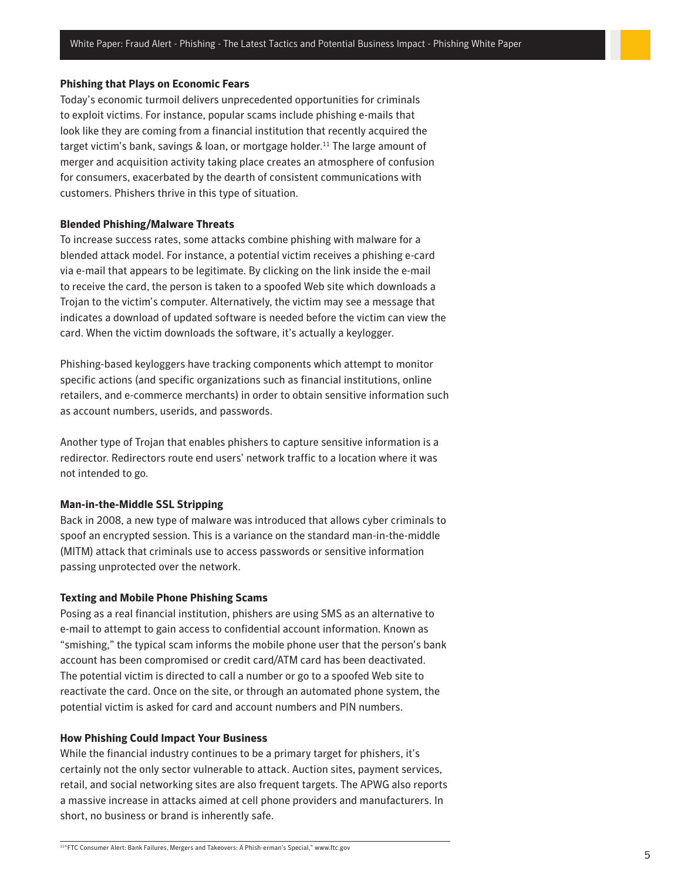### Phishing that Plays on Economic Fears

Today's economic turmoil delivers unprecedented opportunities for criminals to exploit victims. For instance, popular scams include phishing e-mails that look like they are coming from a financial institution that recently acquired the target victim's bank, savings & loan, or mortgage holder.[11] The large amount of merger and acquisition activity taking place creates an atmosphere of confusion for consumers, exacerbated by the dearth of consistent communications with customers. Phishers thrive in this type of situation.

### Blended Phishing/Malware Threats

To increase success rates, some attacks combine phishing with malware for a blended attack model. For instance, a potential victim receives a phishing e-card via e-mail that appears to be legitimate. By clicking on the link inside the e-mail to receive the card, the person is taken to a spoofed Web site which downloads a Trojan to the victim's computer. Alternatively, the victim may see a message that indicates a download of updated software is needed before the victim can view the card. When the victim downloads the software, it's actually a keylogger.

Phishing-based keyloggers have tracking components which attempt to monitor specific actions (and specific organizations such as financial institutions, online retailers, and e-commerce merchants) in order to obtain sensitive information such as account numbers, userids, and passwords.

Another type of Trojan that enables phishers to capture sensitive information is a redirector. Redirectors route end users' network traffic to a location where it was not intended to go.

### Man-in-the-Middle SSL Stripping

Back in 2008, a new type of malware was introduced that allows cyber criminals to spoof an encrypted session. This is a variance on the standard man-in-the-middle (MITM) attack that criminals use to access passwords or sensitive information passing unprotected over the network.

### Texting and Mobile Phone Phishing Scams

Posing as a real financial institution, phishers are using SMS as an alternative to e-mail to attempt to gain access to confidential account information. Known as "smishing," the typical scam informs the mobile phone user that the person's bank account has been compromised or credit card/ATM card has been deactivated. The potential victim is directed to call a number or go to a spoofed Web site to reactivate the card. Once on the site, or through an automated phone system, the potential victim is asked for card and account numbers and PIN numbers.

### How Phishing Could Impact Your Business

While the financial industry continues to be a primary target for phishers, it's certainly not the only sector vulnerable to attack. Auction sites, payment services, retail, and social networking sites are also frequent targets. The APWG also reports a massive increase in attacks aimed at cell phone providers and manufacturers. In short, no business or brand is inherently safe.

---

[11] "FTC Consumer Alert: Bank Failures, Mergers and Takeovers: A Phish-erman's Special," www.ftc.gov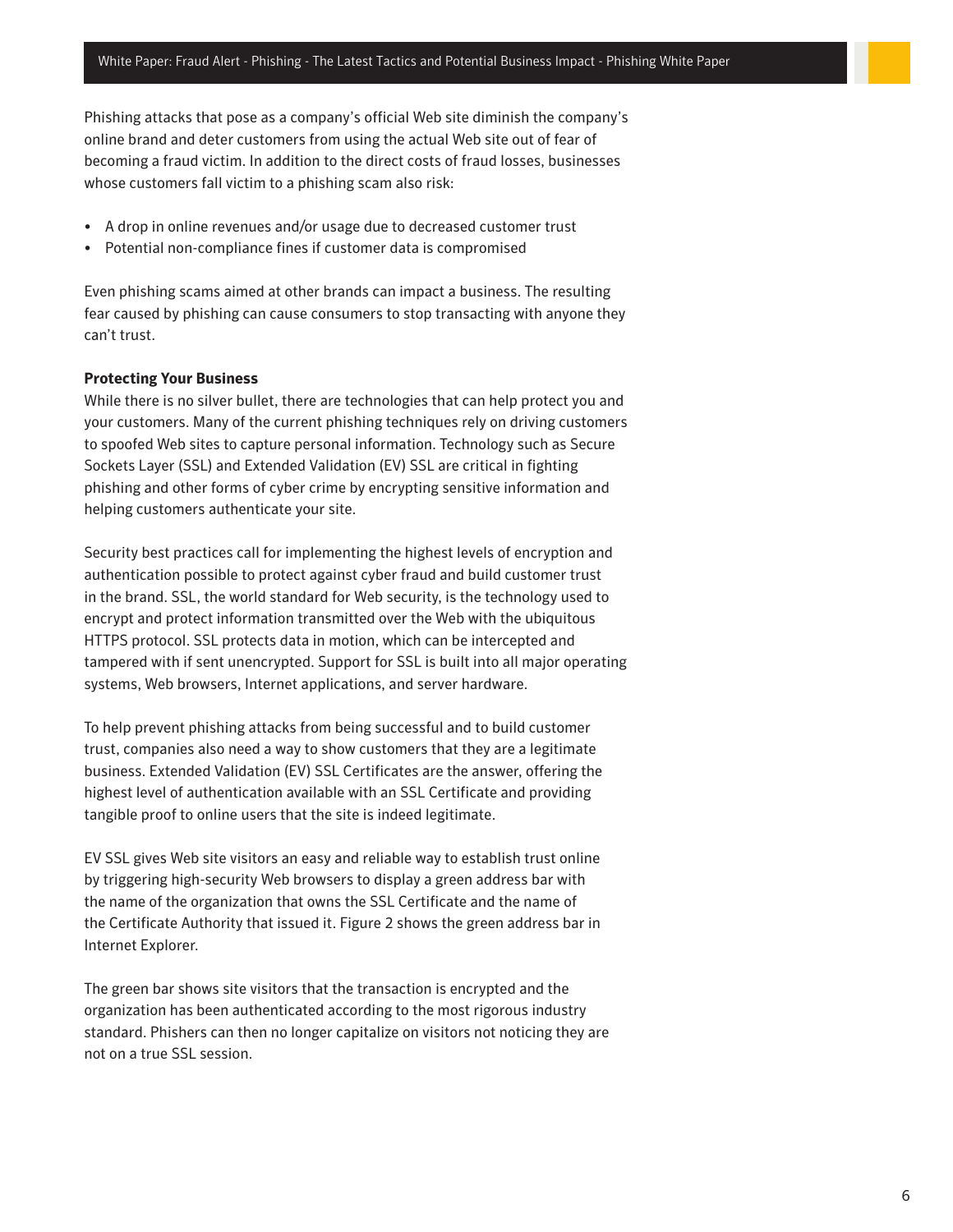Phishing attacks that pose as a company's official Web site diminish the company's online brand and deter customers from using the actual Web site out of fear of becoming a fraud victim. In addition to the direct costs of fraud losses, businesses whose customers fall victim to a phishing scam also risk:

- A drop in online revenues and/or usage due to decreased customer trust
- Potential non-compliance fines if customer data is compromised

Even phishing scams aimed at other brands can impact a business. The resulting fear caused by phishing can cause consumers to stop transacting with anyone they can't trust.

**Protecting Your Business**

While there is no silver bullet, there are technologies that can help protect you and your customers. Many of the current phishing techniques rely on driving customers to spoofed Web sites to capture personal information. Technology such as Secure Sockets Layer (SSL) and Extended Validation (EV) SSL are critical in fighting phishing and other forms of cyber crime by encrypting sensitive information and helping customers authenticate your site.

Security best practices call for implementing the highest levels of encryption and authentication possible to protect against cyber fraud and build customer trust in the brand. SSL, the world standard for Web security, is the technology used to encrypt and protect information transmitted over the Web with the ubiquitous HTTPS protocol. SSL protects data in motion, which can be intercepted and tampered with if sent unencrypted. Support for SSL is built into all major operating systems, Web browsers, Internet applications, and server hardware.

To help prevent phishing attacks from being successful and to build customer trust, companies also need a way to show customers that they are a legitimate business. Extended Validation (EV) SSL Certificates are the answer, offering the highest level of authentication available with an SSL Certificate and providing tangible proof to online users that the site is indeed legitimate.

EV SSL gives Web site visitors an easy and reliable way to establish trust online by triggering high-security Web browsers to display a green address bar with the name of the organization that owns the SSL Certificate and the name of the Certificate Authority that issued it. Figure 2 shows the green address bar in Internet Explorer.

The green bar shows site visitors that the transaction is encrypted and the organization has been authenticated according to the most rigorous industry standard. Phishers can then no longer capitalize on visitors not noticing they are not on a true SSL session.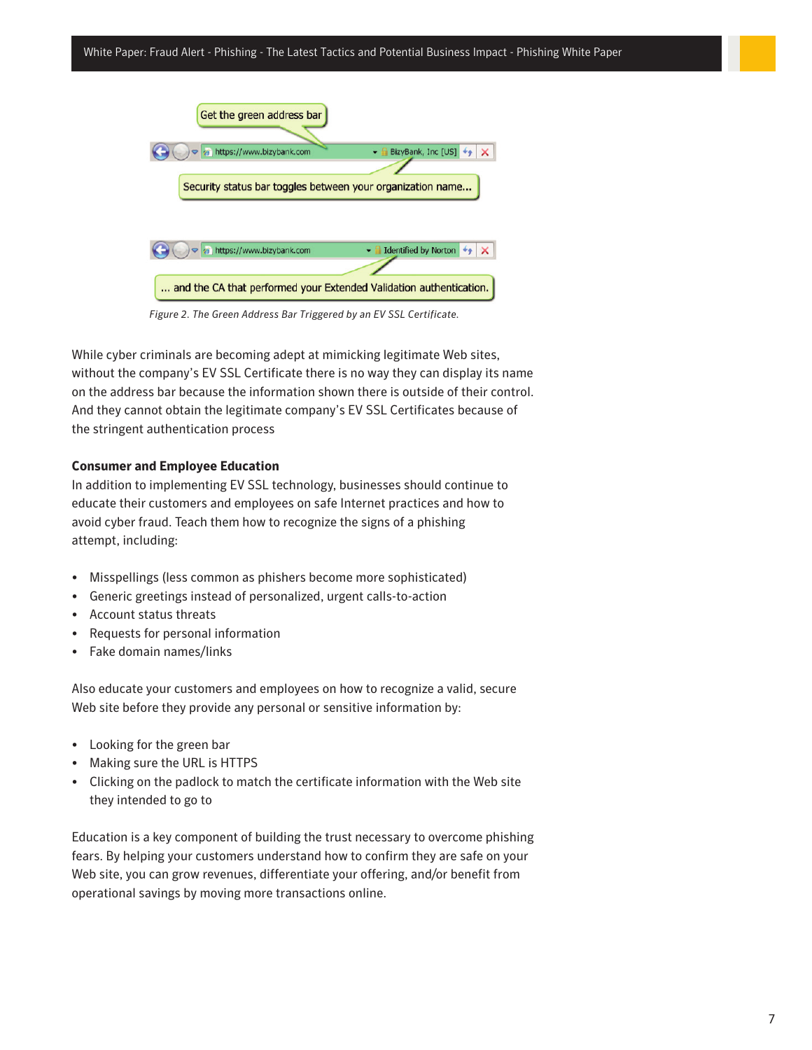Get the green address bar

Security status bar toggles between your organization name...

... and the CA that performed your Extended Validation authentication.

*Figure 2. The Green Address Bar Triggered by an EV SSL Certificate.*

While cyber criminals are becoming adept at mimicking legitimate Web sites, without the company's EV SSL Certificate there is no way they can display its name on the address bar because the information shown there is outside of their control. And they cannot obtain the legitimate company's EV SSL Certificates because of the stringent authentication process

**Consumer and Employee Education**

In addition to implementing EV SSL technology, businesses should continue to educate their customers and employees on safe Internet practices and how to avoid cyber fraud. Teach them how to recognize the signs of a phishing attempt, including:

- Misspellings (less common as phishers become more sophisticated)
- Generic greetings instead of personalized, urgent calls-to-action
- Account status threats
- Requests for personal information
- Fake domain names/links

Also educate your customers and employees on how to recognize a valid, secure Web site before they provide any personal or sensitive information by:

- Looking for the green bar
- Making sure the URL is HTTPS
- Clicking on the padlock to match the certificate information with the Web site they intended to go to

Education is a key component of building the trust necessary to overcome phishing fears. By helping your customers understand how to confirm they are safe on your Web site, you can grow revenues, differentiate your offering, and/or benefit from operational savings by moving more transactions online.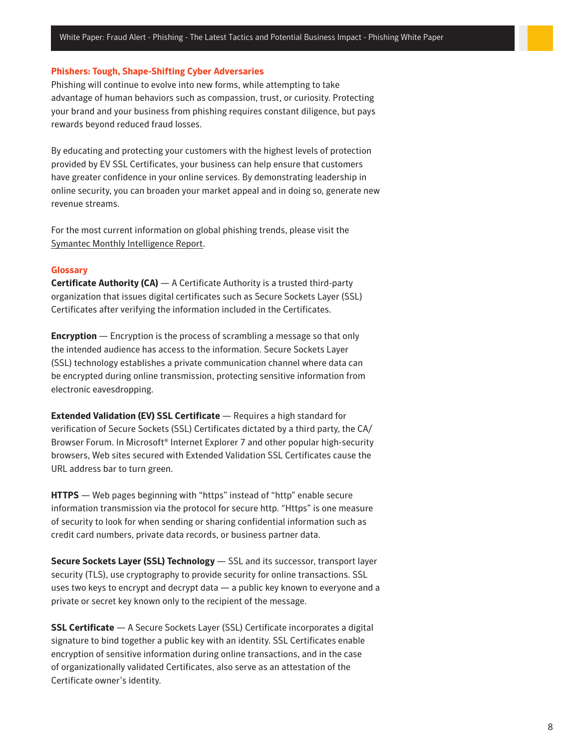## Phishers: Tough, Shape-Shifting Cyber Adversaries

Phishing will continue to evolve into new forms, while attempting to take advantage of human behaviors such as compassion, trust, or curiosity. Protecting your brand and your business from phishing requires constant diligence, but pays rewards beyond reduced fraud losses.

By educating and protecting your customers with the highest levels of protection provided by EV SSL Certificates, your business can help ensure that customers have greater confidence in your online services. By demonstrating leadership in online security, you can broaden your market appeal and in doing so, generate new revenue streams.

For the most current information on global phishing trends, please visit the Symantec Monthly Intelligence Report.

## Glossary

**Certificate Authority (CA)** — A Certificate Authority is a trusted third-party organization that issues digital certificates such as Secure Sockets Layer (SSL) Certificates after verifying the information included in the Certificates.

**Encryption** — Encryption is the process of scrambling a message so that only the intended audience has access to the information. Secure Sockets Layer (SSL) technology establishes a private communication channel where data can be encrypted during online transmission, protecting sensitive information from electronic eavesdropping.

**Extended Validation (EV) SSL Certificate** — Requires a high standard for verification of Secure Sockets (SSL) Certificates dictated by a third party, the CA/Browser Forum. In Microsoft® Internet Explorer 7 and other popular high-security browsers, Web sites secured with Extended Validation SSL Certificates cause the URL address bar to turn green.

**HTTPS** — Web pages beginning with "https" instead of "http" enable secure information transmission via the protocol for secure http. "Https" is one measure of security to look for when sending or sharing confidential information such as credit card numbers, private data records, or business partner data.

**Secure Sockets Layer (SSL) Technology** — SSL and its successor, transport layer security (TLS), use cryptography to provide security for online transactions. SSL uses two keys to encrypt and decrypt data — a public key known to everyone and a private or secret key known only to the recipient of the message.

**SSL Certificate** — A Secure Sockets Layer (SSL) Certificate incorporates a digital signature to bind together a public key with an identity. SSL Certificates enable encryption of sensitive information during online transactions, and in the case of organizationally validated Certificates, also serve as an attestation of the Certificate owner's identity.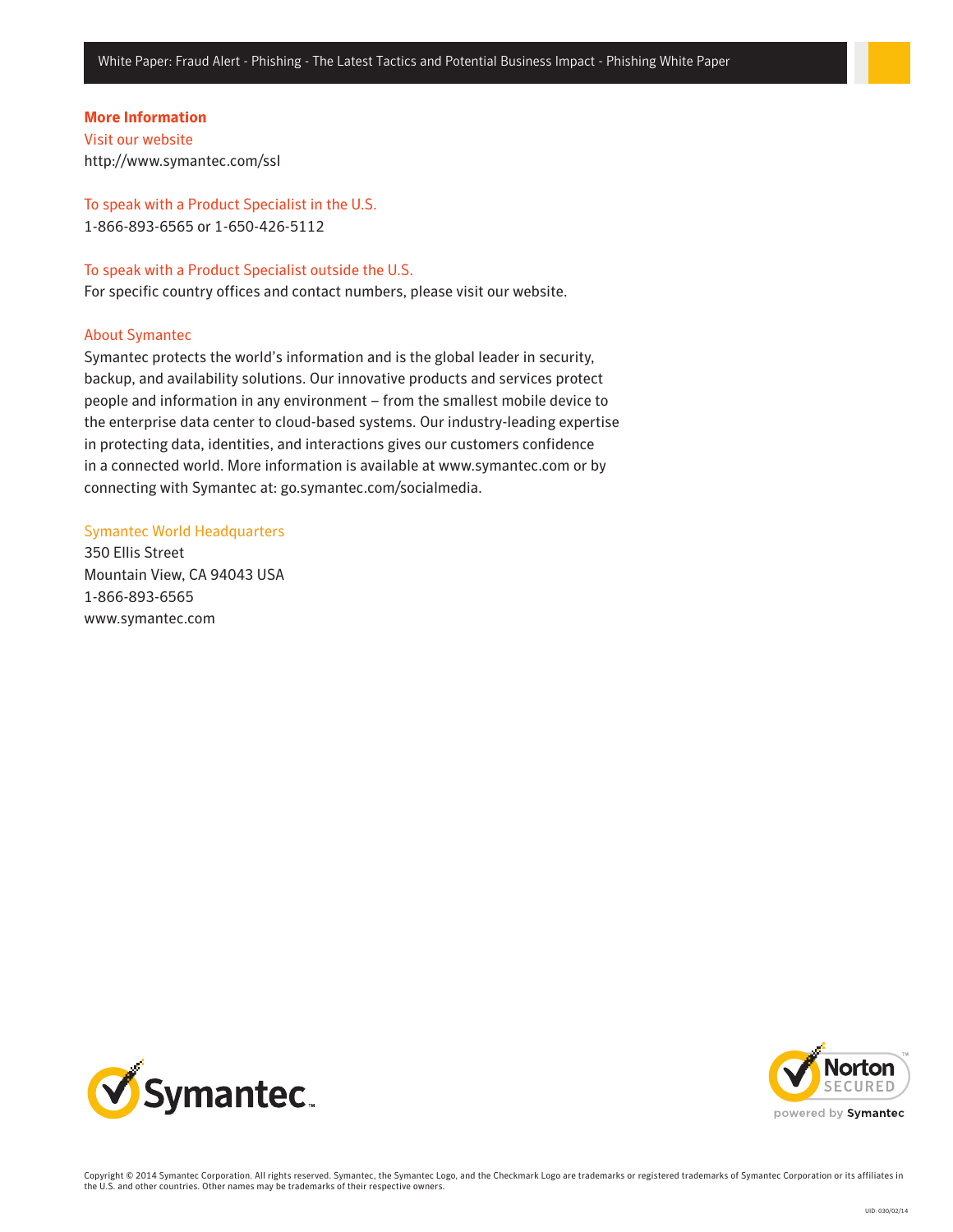## More Information

**Visit our website**

http://www.symantec.com/ssl

**To speak with a Product Specialist in the U.S.**

1-866-893-6565 or 1-650-426-5112

**To speak with a Product Specialist outside the U.S.**

For specific country offices and contact numbers, please visit our website.

**About Symantec**

Symantec protects the world's information and is the global leader in security, backup, and availability solutions. Our innovative products and services protect people and information in any environment – from the smallest mobile device to the enterprise data center to cloud-based systems. Our industry-leading expertise in protecting data, identities, and interactions gives our customers confidence in a connected world. More information is available at www.symantec.com or by connecting with Symantec at: go.symantec.com/socialmedia.

**Symantec World Headquarters**

350 Ellis Street
Mountain View, CA 94043 USA
1-866-893-6565
www.symantec.com

Copyright © 2014 Symantec Corporation. All rights reserved. Symantec, the Symantec Logo, and the Checkmark Logo are trademarks or registered trademarks of Symantec Corporation or its affiliates in the U.S. and other countries. Other names may be trademarks of their respective owners.

UID: 030/02/14